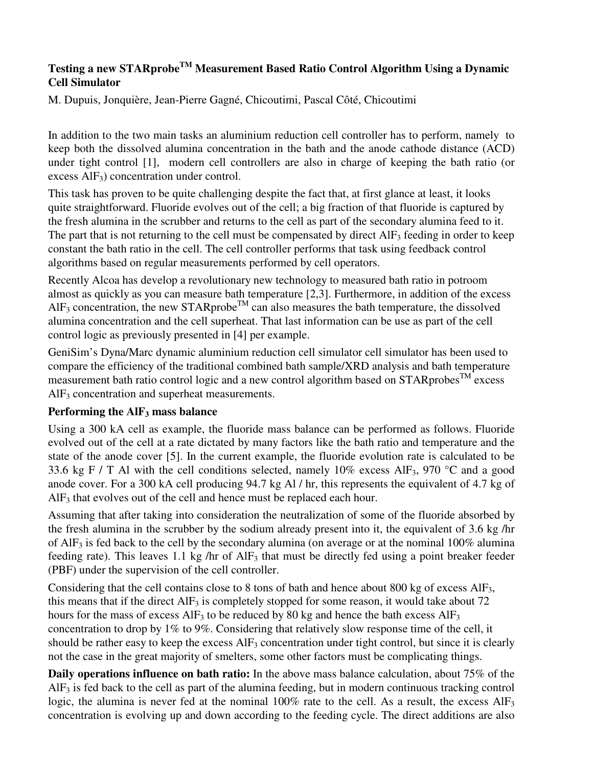# Testing a new STARprobe[TM] Measurement Based Ratio Control Algorithm Using a Dynamic Cell Simulator

M. Dupuis, Jonquière, Jean-Pierre Gagné, Chicoutimi, Pascal Côté, Chicoutimi

In addition to the two main tasks an aluminium reduction cell controller has to perform, namely to keep both the dissolved alumina concentration in the bath and the anode cathode distance (ACD) under tight control [1], modern cell controllers are also in charge of keeping the bath ratio (or excess $AlF_3$) concentration under control.

This task has proven to be quite challenging despite the fact that, at first glance at least, it looks quite straightforward. Fluoride evolves out of the cell; a big fraction of that fluoride is captured by the fresh alumina in the scrubber and returns to the cell as part of the secondary alumina feed to it. The part that is not returning to the cell must be compensated by direct $AlF_3$ feeding in order to keep constant the bath ratio in the cell. The cell controller performs that task using feedback control algorithms based on regular measurements performed by cell operators.

Recently Alcoa has develop a revolutionary new technology to measured bath ratio in potroom almost as quickly as you can measure bath temperature [2,3]. Furthermore, in addition of the excess $AlF_3$ concentration, the new STARprobe[TM] can also measures the bath temperature, the dissolved alumina concentration and the cell superheat. That last information can be use as part of the cell control logic as previously presented in [4] per example.

GeniSim's Dyna/Marc dynamic aluminium reduction cell simulator cell simulator has been used to compare the efficiency of the traditional combined bath sample/XRD analysis and bath temperature measurement bath ratio control logic and a new control algorithm based on STARprobes[TM] excess $AlF_3$ concentration and superheat measurements.

**Performing the $AlF_3$ mass balance**

Using a 300 kA cell as example, the fluoride mass balance can be performed as follows. Fluoride evolved out of the cell at a rate dictated by many factors like the bath ratio and temperature and the state of the anode cover [5]. In the current example, the fluoride evolution rate is calculated to be 33.6 kg F / T Al with the cell conditions selected, namely 10% excess $AlF_3$, 970 °C and a good anode cover. For a 300 kA cell producing 94.7 kg Al / hr, this represents the equivalent of 4.7 kg of $AlF_3$ that evolves out of the cell and hence must be replaced each hour.

Assuming that after taking into consideration the neutralization of some of the fluoride absorbed by the fresh alumina in the scrubber by the sodium already present into it, the equivalent of 3.6 kg /hr of $AlF_3$ is fed back to the cell by the secondary alumina (on average or at the nominal 100% alumina feeding rate). This leaves 1.1 kg /hr of $AlF_3$ that must be directly fed using a point breaker feeder (PBF) under the supervision of the cell controller.

Considering that the cell contains close to 8 tons of bath and hence about 800 kg of excess $AlF_3$, this means that if the direct $AlF_3$ is completely stopped for some reason, it would take about 72 hours for the mass of excess $AlF_3$ to be reduced by 80 kg and hence the bath excess $AlF_3$ concentration to drop by 1% to 9%. Considering that relatively slow response time of the cell, it should be rather easy to keep the excess $AlF_3$ concentration under tight control, but since it is clearly not the case in the great majority of smelters, some other factors must be complicating things.

**Daily operations influence on bath ratio:** In the above mass balance calculation, about 75% of the $AlF_3$ is fed back to the cell as part of the alumina feeding, but in modern continuous tracking control logic, the alumina is never fed at the nominal 100% rate to the cell. As a result, the excess $AlF_3$ concentration is evolving up and down according to the feeding cycle. The direct additions are also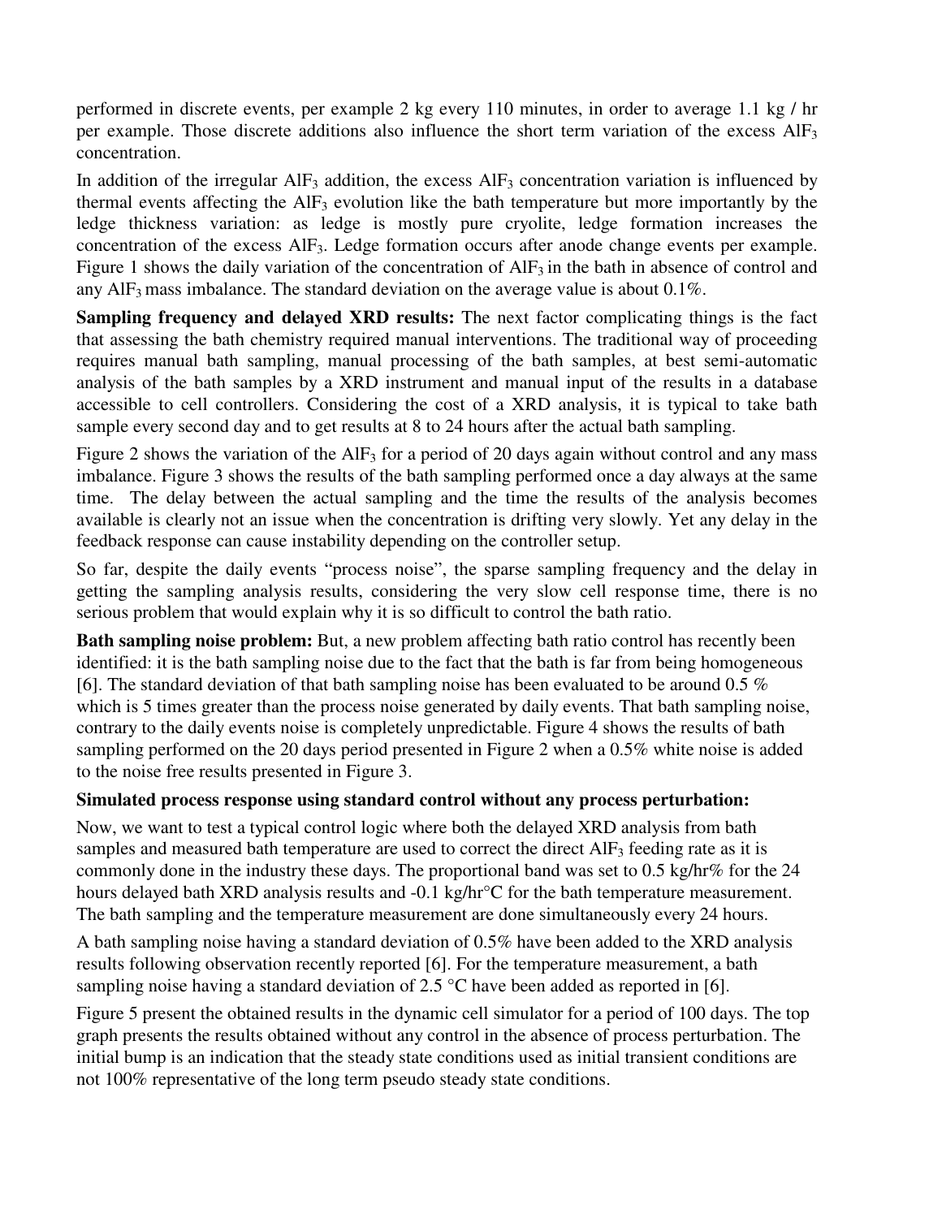performed in discrete events, per example 2 kg every 110 minutes, in order to average 1.1 kg / hr per example. Those discrete additions also influence the short term variation of the excess $AlF_3$ concentration.

In addition of the irregular $AlF_3$ addition, the excess $AlF_3$ concentration variation is influenced by thermal events affecting the $AlF_3$ evolution like the bath temperature but more importantly by the ledge thickness variation: as ledge is mostly pure cryolite, ledge formation increases the concentration of the excess $AlF_3$. Ledge formation occurs after anode change events per example. Figure 1 shows the daily variation of the concentration of $AlF_3$ in the bath in absence of control and any $AlF_3$ mass imbalance. The standard deviation on the average value is about 0.1%.

**Sampling frequency and delayed XRD results:** The next factor complicating things is the fact that assessing the bath chemistry required manual interventions. The traditional way of proceeding requires manual bath sampling, manual processing of the bath samples, at best semi-automatic analysis of the bath samples by a XRD instrument and manual input of the results in a database accessible to cell controllers. Considering the cost of a XRD analysis, it is typical to take bath sample every second day and to get results at 8 to 24 hours after the actual bath sampling.

Figure 2 shows the variation of the $AlF_3$ for a period of 20 days again without control and any mass imbalance. Figure 3 shows the results of the bath sampling performed once a day always at the same time. The delay between the actual sampling and the time the results of the analysis becomes available is clearly not an issue when the concentration is drifting very slowly. Yet any delay in the feedback response can cause instability depending on the controller setup.

So far, despite the daily events "process noise", the sparse sampling frequency and the delay in getting the sampling analysis results, considering the very slow cell response time, there is no serious problem that would explain why it is so difficult to control the bath ratio.

**Bath sampling noise problem:** But, a new problem affecting bath ratio control has recently been identified: it is the bath sampling noise due to the fact that the bath is far from being homogeneous [6]. The standard deviation of that bath sampling noise has been evaluated to be around 0.5 % which is 5 times greater than the process noise generated by daily events. That bath sampling noise, contrary to the daily events noise is completely unpredictable. Figure 4 shows the results of bath sampling performed on the 20 days period presented in Figure 2 when a 0.5% white noise is added to the noise free results presented in Figure 3.

**Simulated process response using standard control without any process perturbation:**

Now, we want to test a typical control logic where both the delayed XRD analysis from bath samples and measured bath temperature are used to correct the direct $AlF_3$ feeding rate as it is commonly done in the industry these days. The proportional band was set to 0.5 kg/hr% for the 24 hours delayed bath XRD analysis results and -0.1 kg/hr°C for the bath temperature measurement. The bath sampling and the temperature measurement are done simultaneously every 24 hours.

A bath sampling noise having a standard deviation of 0.5% have been added to the XRD analysis results following observation recently reported [6]. For the temperature measurement, a bath sampling noise having a standard deviation of 2.5 °C have been added as reported in [6].

Figure 5 present the obtained results in the dynamic cell simulator for a period of 100 days. The top graph presents the results obtained without any control in the absence of process perturbation. The initial bump is an indication that the steady state conditions used as initial transient conditions are not 100% representative of the long term pseudo steady state conditions.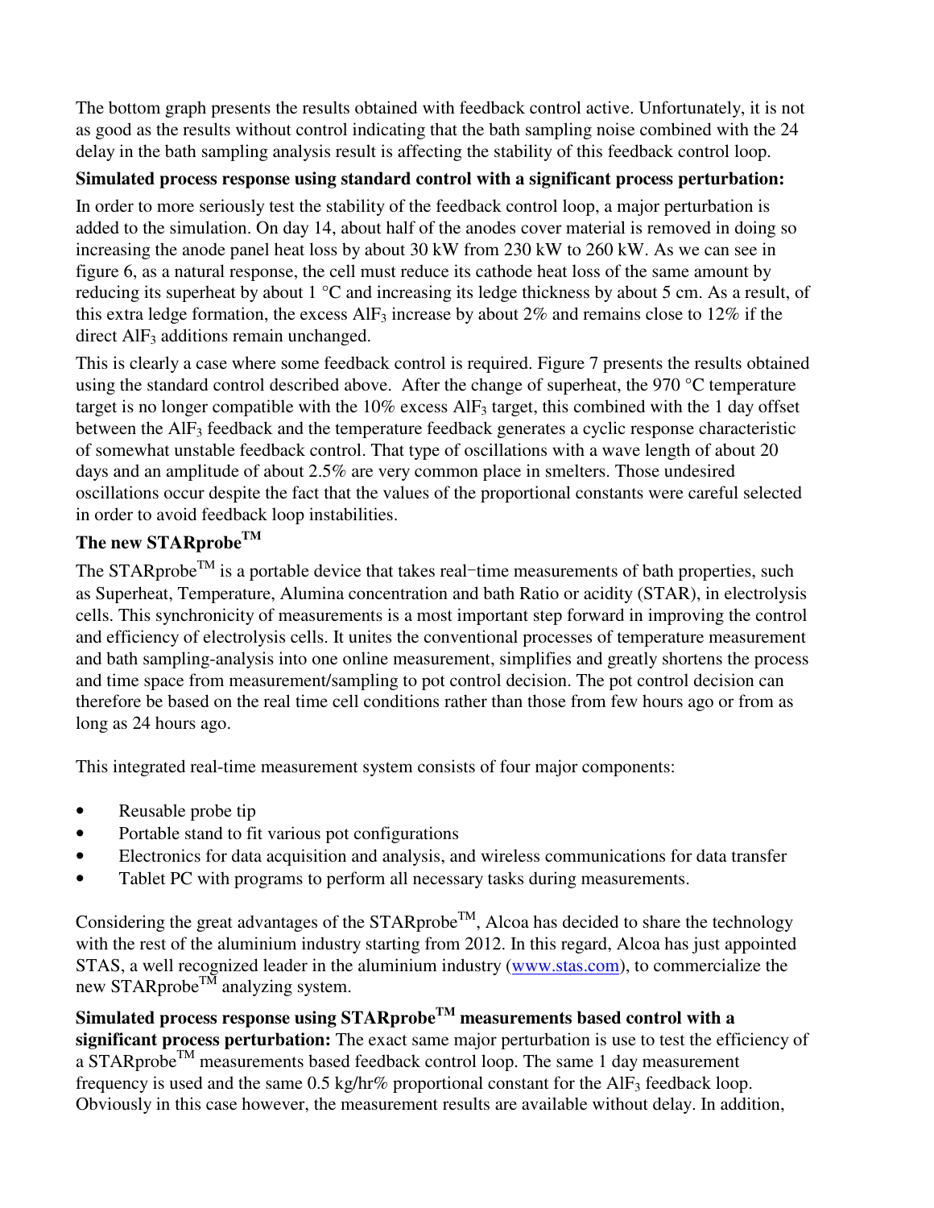The bottom graph presents the results obtained with feedback control active. Unfortunately, it is not as good as the results without control indicating that the bath sampling noise combined with the 24 delay in the bath sampling analysis result is affecting the stability of this feedback control loop.

**Simulated process response using standard control with a significant process perturbation:**

In order to more seriously test the stability of the feedback control loop, a major perturbation is added to the simulation. On day 14, about half of the anodes cover material is removed in doing so increasing the anode panel heat loss by about 30 kW from 230 kW to 260 kW. As we can see in figure 6, as a natural response, the cell must reduce its cathode heat loss of the same amount by reducing its superheat by about 1 °C and increasing its ledge thickness by about 5 cm. As a result, of this extra ledge formation, the excess $AlF_3$ increase by about 2% and remains close to 12% if the direct $AlF_3$ additions remain unchanged.

This is clearly a case where some feedback control is required. Figure 7 presents the results obtained using the standard control described above. After the change of superheat, the 970 °C temperature target is no longer compatible with the 10% excess $AlF_3$ target, this combined with the 1 day offset between the $AlF_3$ feedback and the temperature feedback generates a cyclic response characteristic of somewhat unstable feedback control. That type of oscillations with a wave length of about 20 days and an amplitude of about 2.5% are very common place in smelters. Those undesired oscillations occur despite the fact that the values of the proportional constants were careful selected in order to avoid feedback loop instabilities.

**The new STARprobe™**

The STARprobe™ is a portable device that takes real−time measurements of bath properties, such as Superheat, Temperature, Alumina concentration and bath Ratio or acidity (STAR), in electrolysis cells. This synchronicity of measurements is a most important step forward in improving the control and efficiency of electrolysis cells. It unites the conventional processes of temperature measurement and bath sampling-analysis into one online measurement, simplifies and greatly shortens the process and time space from measurement/sampling to pot control decision. The pot control decision can therefore be based on the real time cell conditions rather than those from few hours ago or from as long as 24 hours ago.

This integrated real-time measurement system consists of four major components:

- Reusable probe tip
- Portable stand to fit various pot configurations
- Electronics for data acquisition and analysis, and wireless communications for data transfer
- Tablet PC with programs to perform all necessary tasks during measurements.

Considering the great advantages of the STARprobe™, Alcoa has decided to share the technology with the rest of the aluminium industry starting from 2012. In this regard, Alcoa has just appointed STAS, a well recognized leader in the aluminium industry (www.stas.com), to commercialize the new STARprobe™ analyzing system.

**Simulated process response using STARprobe™ measurements based control with a significant process perturbation:** The exact same major perturbation is use to test the efficiency of a STARprobe™ measurements based feedback control loop. The same 1 day measurement frequency is used and the same 0.5 kg/hr% proportional constant for the $AlF_3$ feedback loop. Obviously in this case however, the measurement results are available without delay. In addition,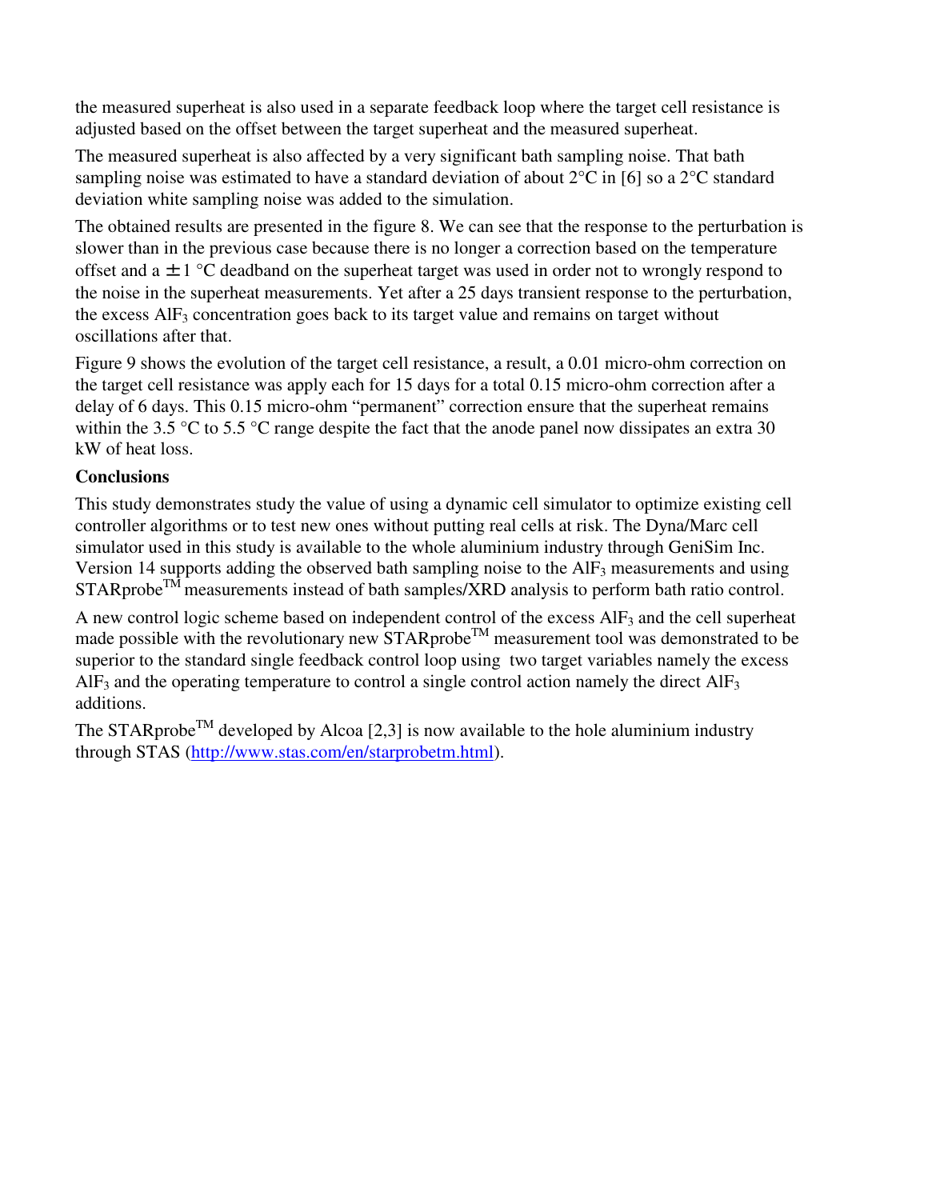the measured superheat is also used in a separate feedback loop where the target cell resistance is adjusted based on the offset between the target superheat and the measured superheat.

The measured superheat is also affected by a very significant bath sampling noise. That bath sampling noise was estimated to have a standard deviation of about 2°C in [6] so a 2°C standard deviation white sampling noise was added to the simulation.

The obtained results are presented in the figure 8. We can see that the response to the perturbation is slower than in the previous case because there is no longer a correction based on the temperature offset and a ± 1 °C deadband on the superheat target was used in order not to wrongly respond to the noise in the superheat measurements. Yet after a 25 days transient response to the perturbation, the excess $AlF_3$ concentration goes back to its target value and remains on target without oscillations after that.

Figure 9 shows the evolution of the target cell resistance, a result, a 0.01 micro-ohm correction on the target cell resistance was apply each for 15 days for a total 0.15 micro-ohm correction after a delay of 6 days. This 0.15 micro-ohm "permanent" correction ensure that the superheat remains within the 3.5 °C to 5.5 °C range despite the fact that the anode panel now dissipates an extra 30 kW of heat loss.

**Conclusions**

This study demonstrates study the value of using a dynamic cell simulator to optimize existing cell controller algorithms or to test new ones without putting real cells at risk. The Dyna/Marc cell simulator used in this study is available to the whole aluminium industry through GeniSim Inc. Version 14 supports adding the observed bath sampling noise to the $AlF_3$ measurements and using STARprobe™ measurements instead of bath samples/XRD analysis to perform bath ratio control.

A new control logic scheme based on independent control of the excess $AlF_3$ and the cell superheat made possible with the revolutionary new STARprobe™ measurement tool was demonstrated to be superior to the standard single feedback control loop using two target variables namely the excess $AlF_3$ and the operating temperature to control a single control action namely the direct $AlF_3$ additions.

The STARprobe™ developed by Alcoa [2,3] is now available to the hole aluminium industry through STAS (http://www.stas.com/en/starprobetm.html).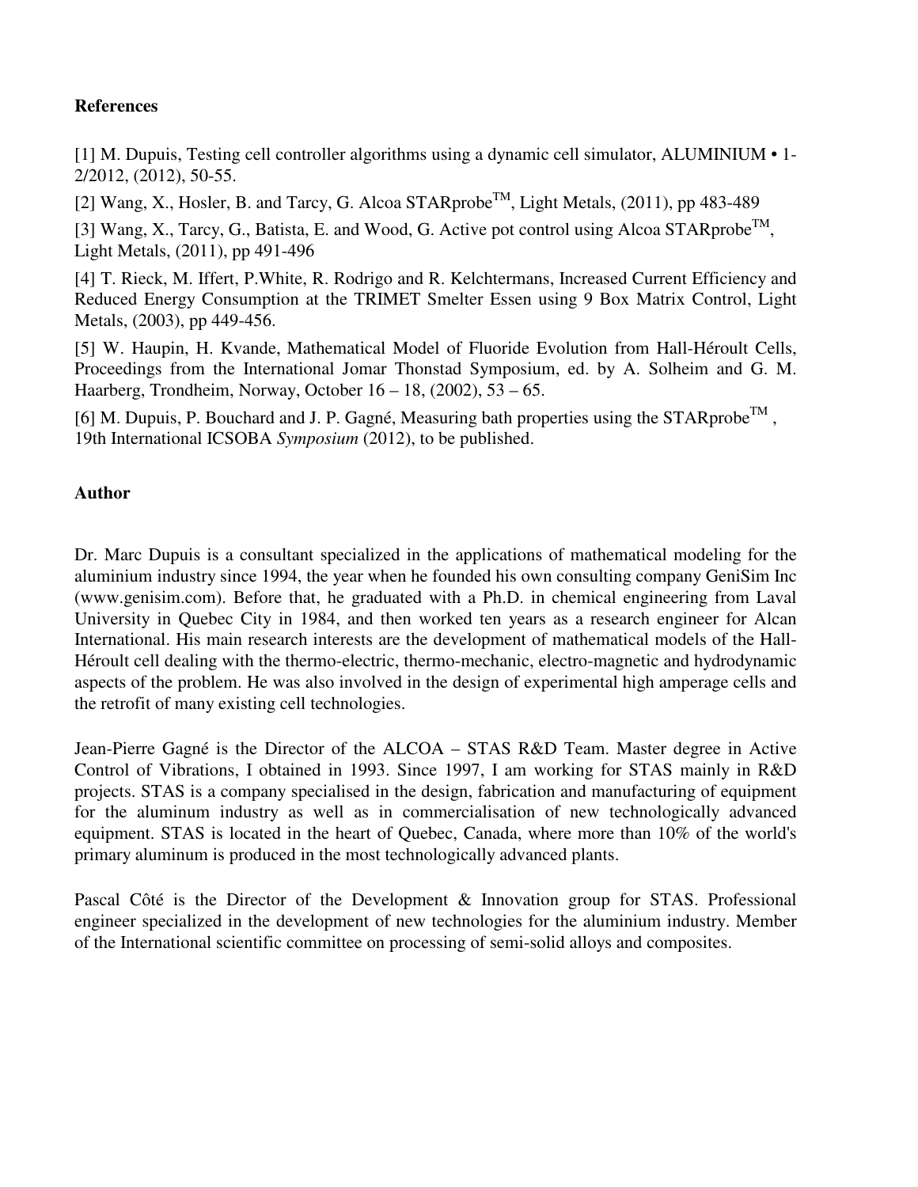**References**

[1] M. Dupuis, Testing cell controller algorithms using a dynamic cell simulator, ALUMINIUM • 1-2/2012, (2012), 50-55.

[2] Wang, X., Hosler, B. and Tarcy, G. Alcoa STARprobe$^{TM}$, Light Metals, (2011), pp 483-489

[3] Wang, X., Tarcy, G., Batista, E. and Wood, G. Active pot control using Alcoa STARprobe$^{TM}$, Light Metals, (2011), pp 491-496

[4] T. Rieck, M. Iffert, P.White, R. Rodrigo and R. Kelchtermans, Increased Current Efficiency and Reduced Energy Consumption at the TRIMET Smelter Essen using 9 Box Matrix Control, Light Metals, (2003), pp 449-456.

[5] W. Haupin, H. Kvande, Mathematical Model of Fluoride Evolution from Hall-Héroult Cells, Proceedings from the International Jomar Thonstad Symposium, ed. by A. Solheim and G. M. Haarberg, Trondheim, Norway, October 16 – 18, (2002), 53 – 65.

[6] M. Dupuis, P. Bouchard and J. P. Gagné, Measuring bath properties using the STARprobe$^{TM}$ , 19th International ICSOBA *Symposium* (2012), to be published.

**Author**

Dr. Marc Dupuis is a consultant specialized in the applications of mathematical modeling for the aluminium industry since 1994, the year when he founded his own consulting company GeniSim Inc (www.genisim.com). Before that, he graduated with a Ph.D. in chemical engineering from Laval University in Quebec City in 1984, and then worked ten years as a research engineer for Alcan International. His main research interests are the development of mathematical models of the Hall-Héroult cell dealing with the thermo-electric, thermo-mechanic, electro-magnetic and hydrodynamic aspects of the problem. He was also involved in the design of experimental high amperage cells and the retrofit of many existing cell technologies.

Jean-Pierre Gagné is the Director of the ALCOA – STAS R&D Team. Master degree in Active Control of Vibrations, I obtained in 1993. Since 1997, I am working for STAS mainly in R&D projects. STAS is a company specialised in the design, fabrication and manufacturing of equipment for the aluminum industry as well as in commercialisation of new technologically advanced equipment. STAS is located in the heart of Quebec, Canada, where more than 10% of the world's primary aluminum is produced in the most technologically advanced plants.

Pascal Côté is the Director of the Development & Innovation group for STAS. Professional engineer specialized in the development of new technologies for the aluminium industry. Member of the International scientific committee on processing of semi-solid alloys and composites.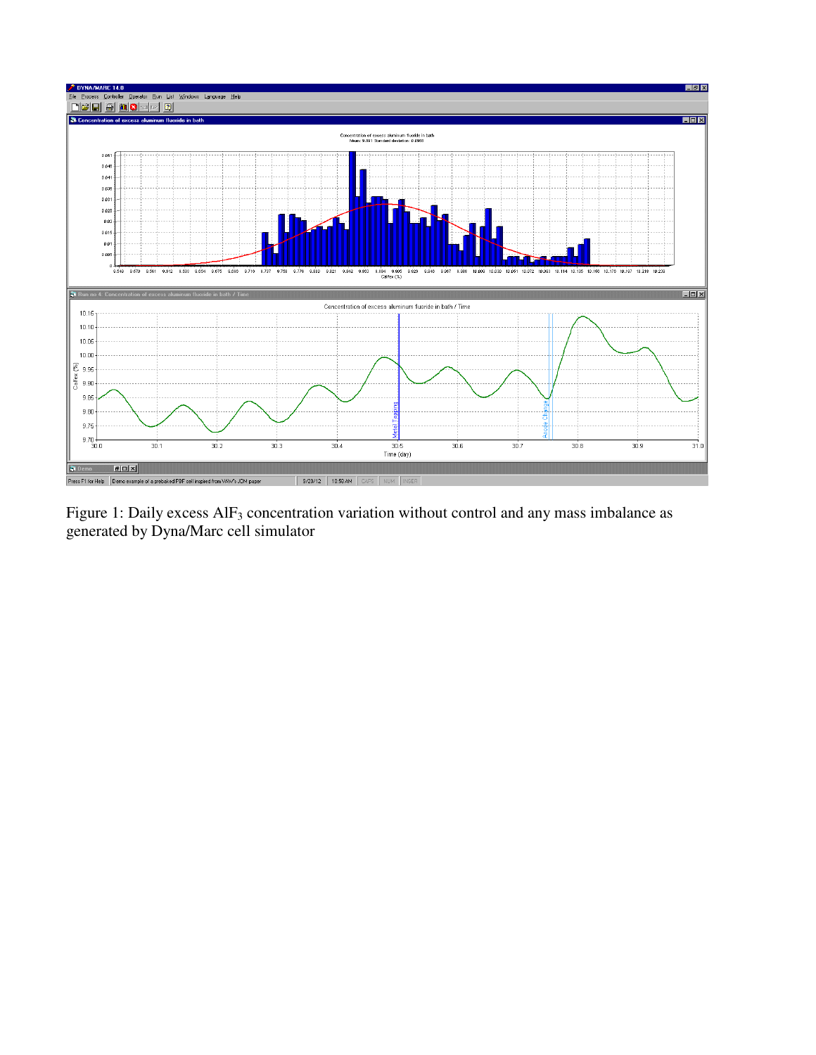Figure 1: Daily excess $AlF_3$ concentration variation without control and any mass imbalance as generated by Dyna/Marc cell simulator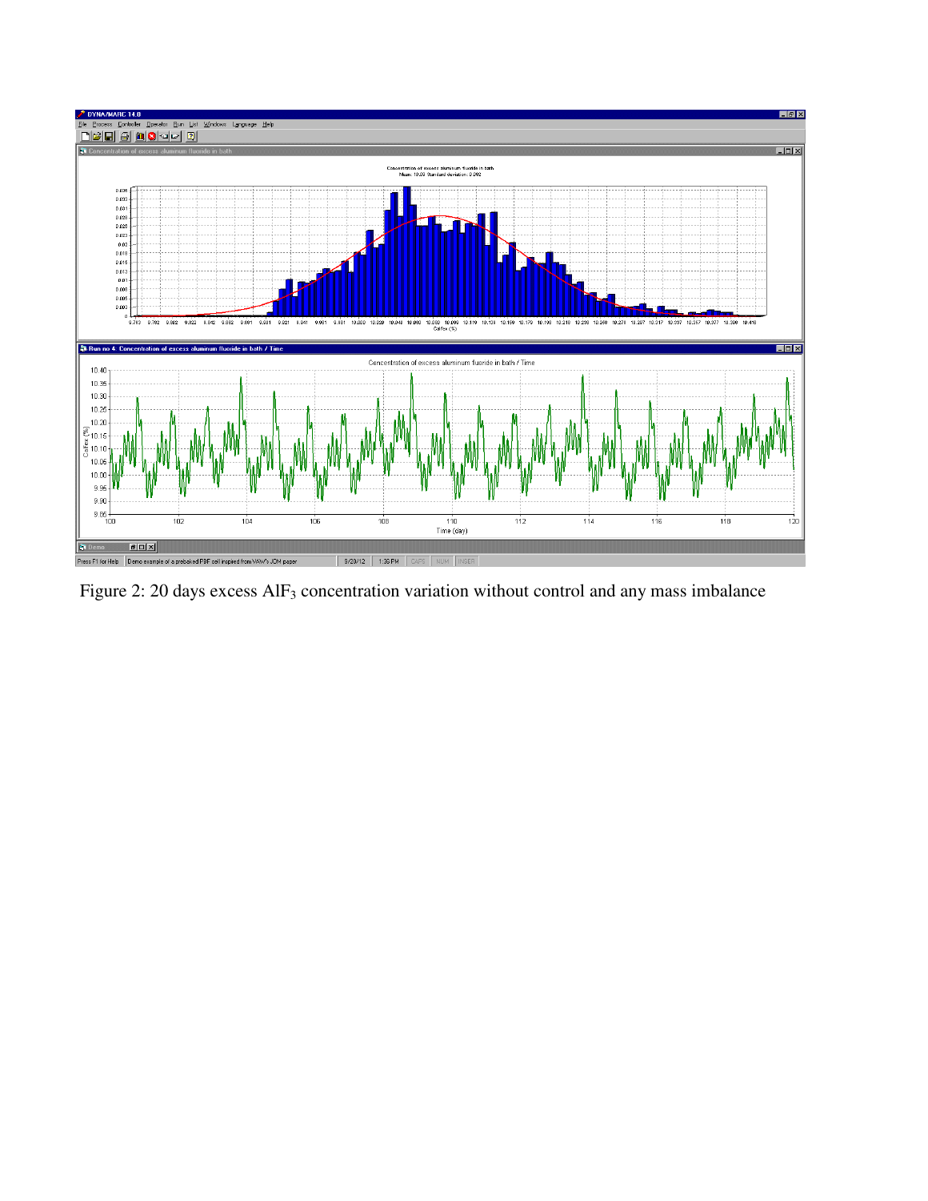Figure 2: 20 days excess $AlF_3$ concentration variation without control and any mass imbalance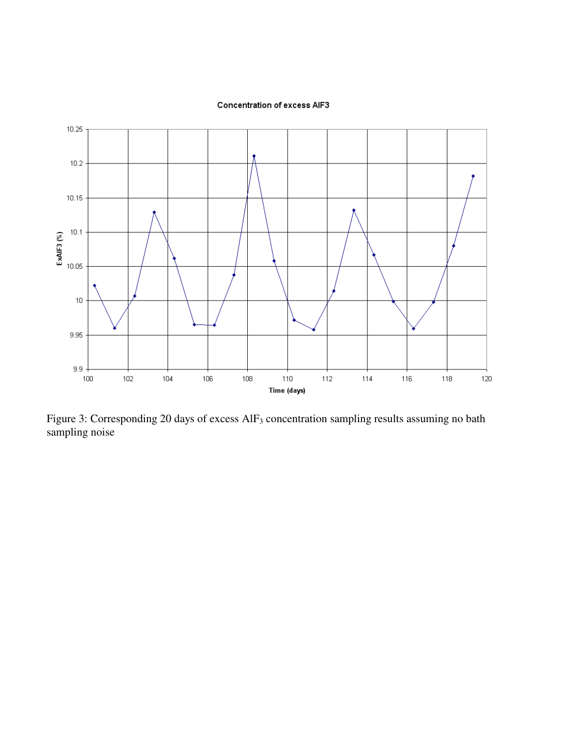Figure 3: Corresponding 20 days of excess $AlF_3$ concentration sampling results assuming no bath sampling noise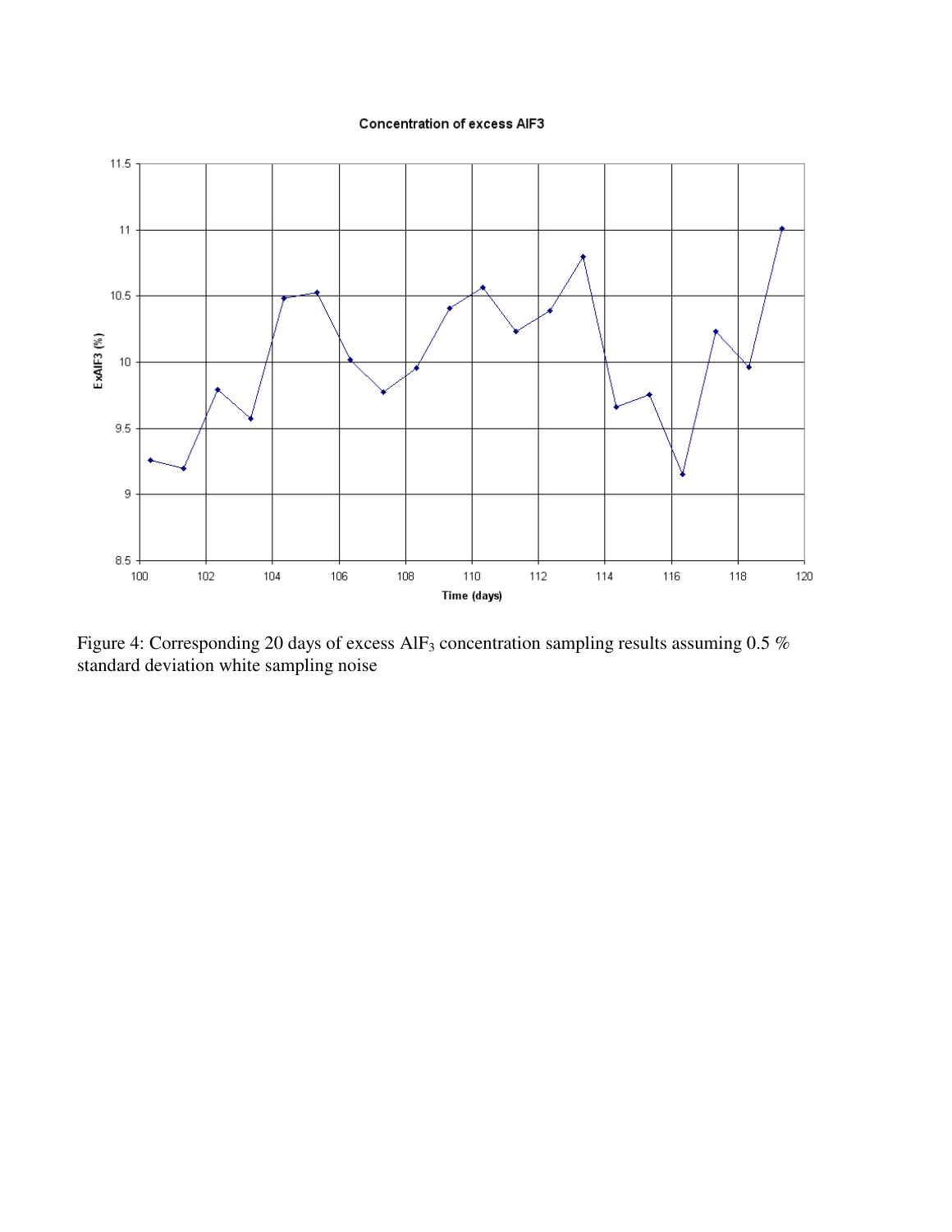Figure 4: Corresponding 20 days of excess $AlF_3$ concentration sampling results assuming 0.5 % standard deviation white sampling noise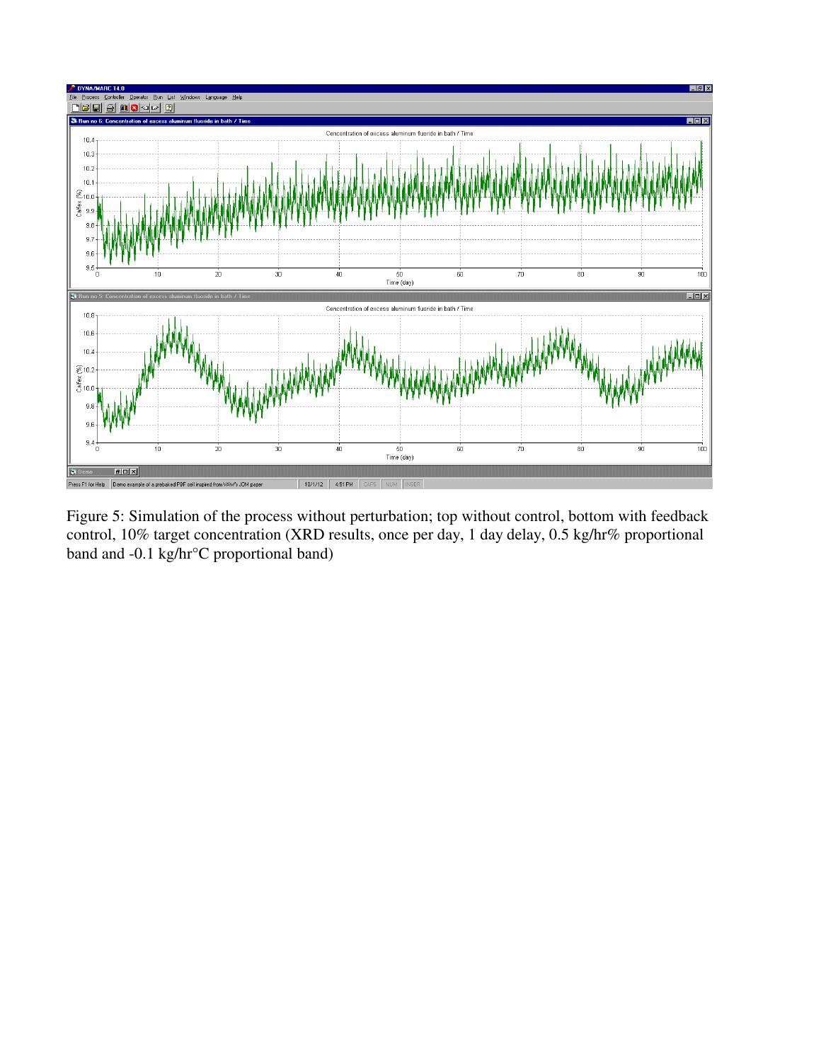Figure 5: Simulation of the process without perturbation; top without control, bottom with feedback control, 10% target concentration (XRD results, once per day, 1 day delay, 0.5 kg/hr% proportional band and -0.1 kg/hr°C proportional band)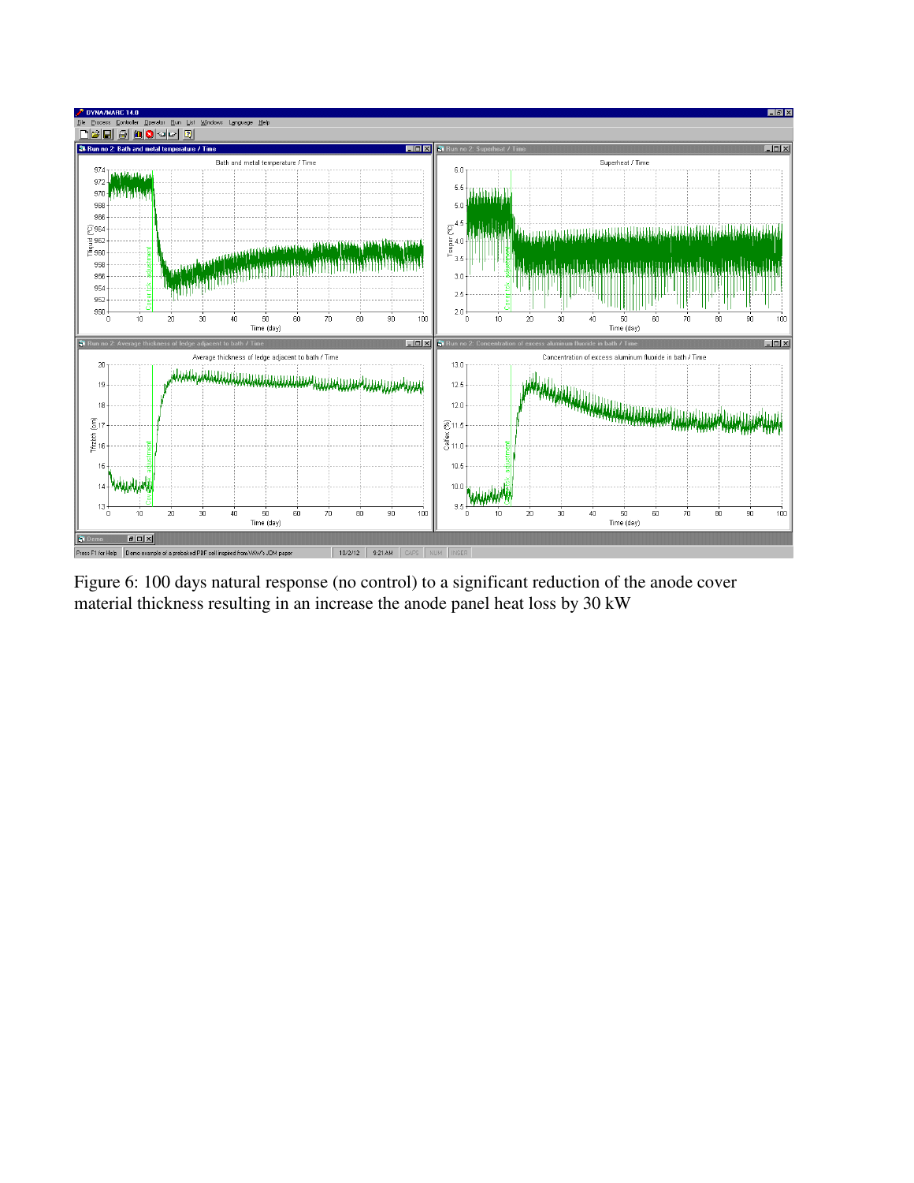Figure 6: 100 days natural response (no control) to a significant reduction of the anode cover material thickness resulting in an increase the anode panel heat loss by 30 kW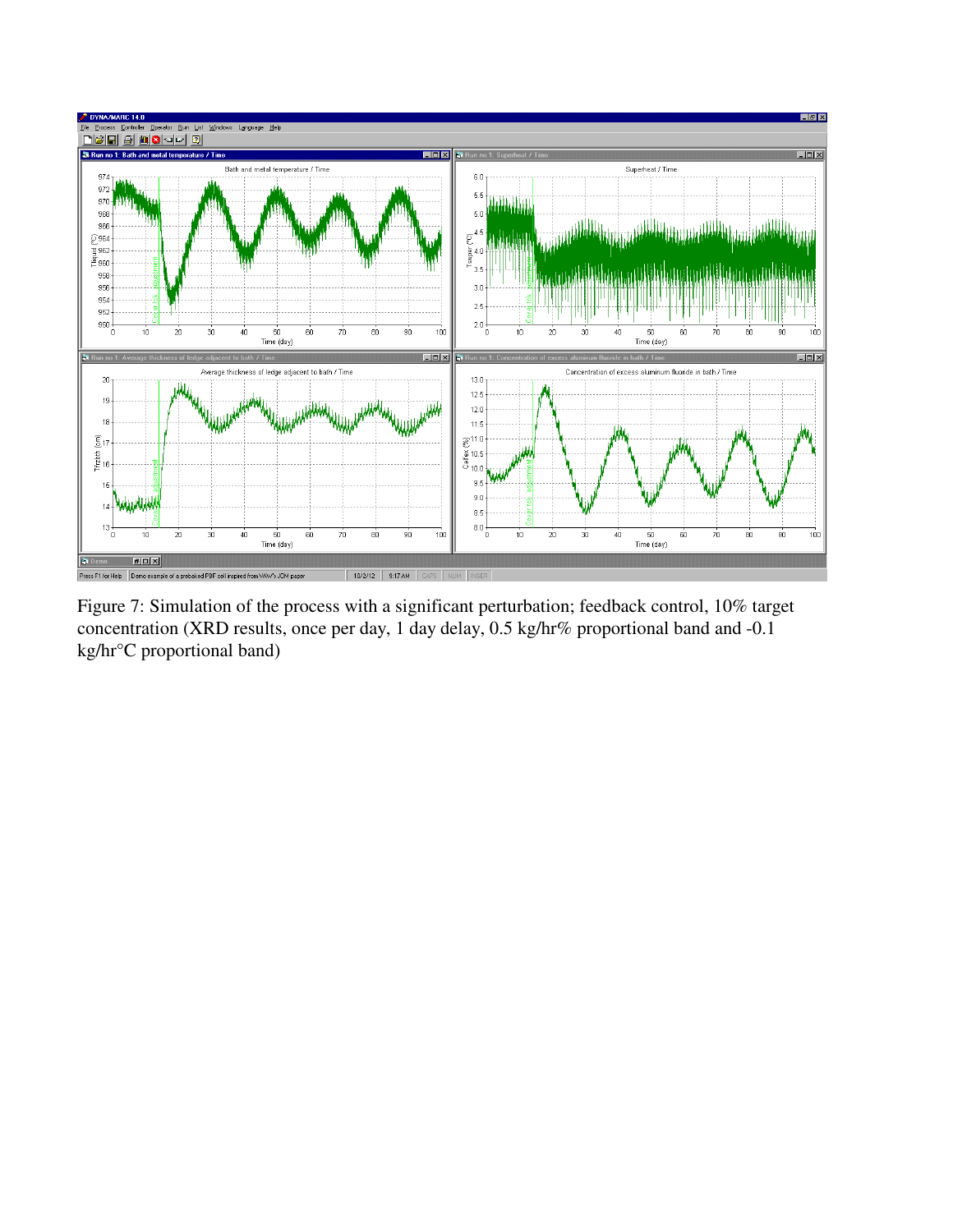Figure 7: Simulation of the process with a significant perturbation; feedback control, 10% target concentration (XRD results, once per day, 1 day delay, 0.5 kg/hr% proportional band and -0.1 kg/hr°C proportional band)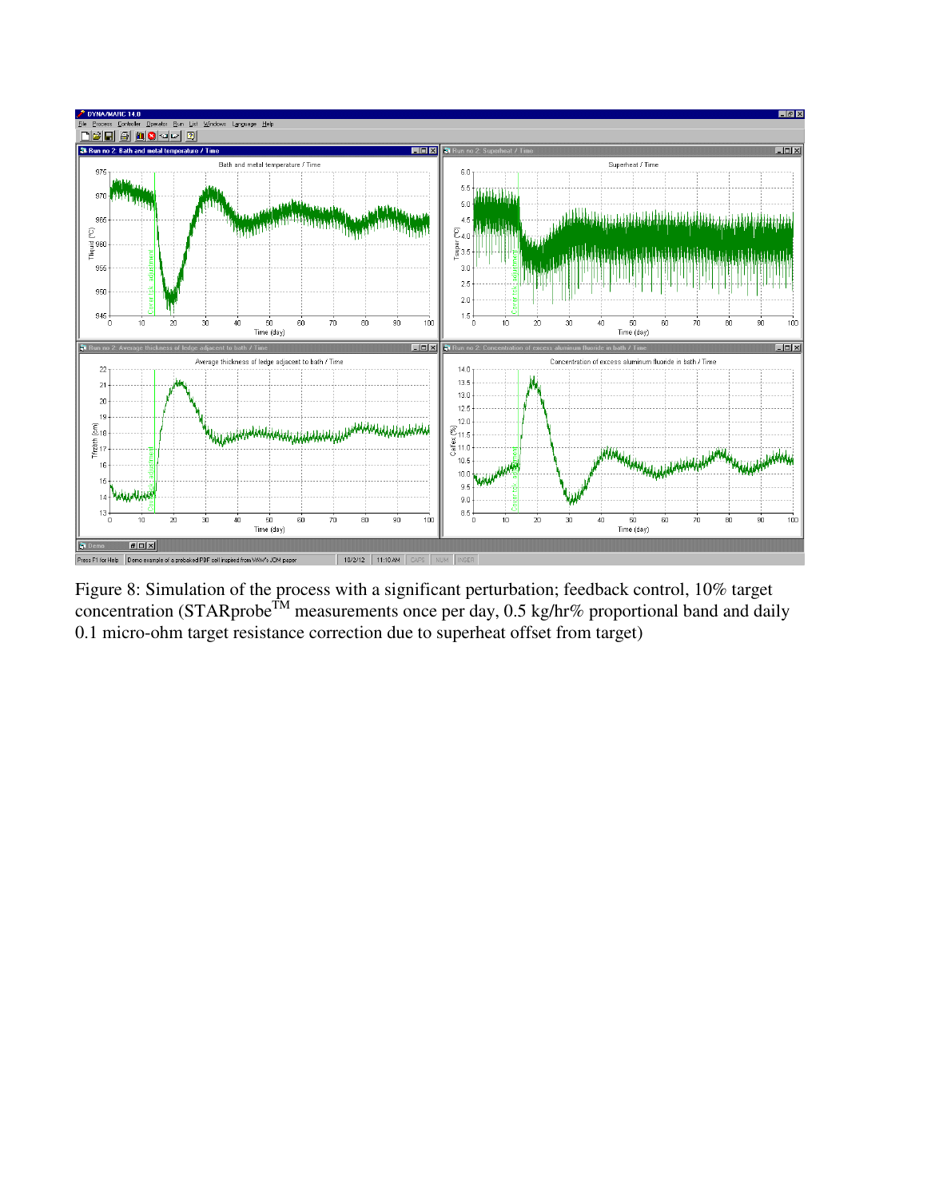Figure 8: Simulation of the process with a significant perturbation; feedback control, 10% target concentration (STARprobe™ measurements once per day, 0.5 kg/hr% proportional band and daily 0.1 micro-ohm target resistance correction due to superheat offset from target)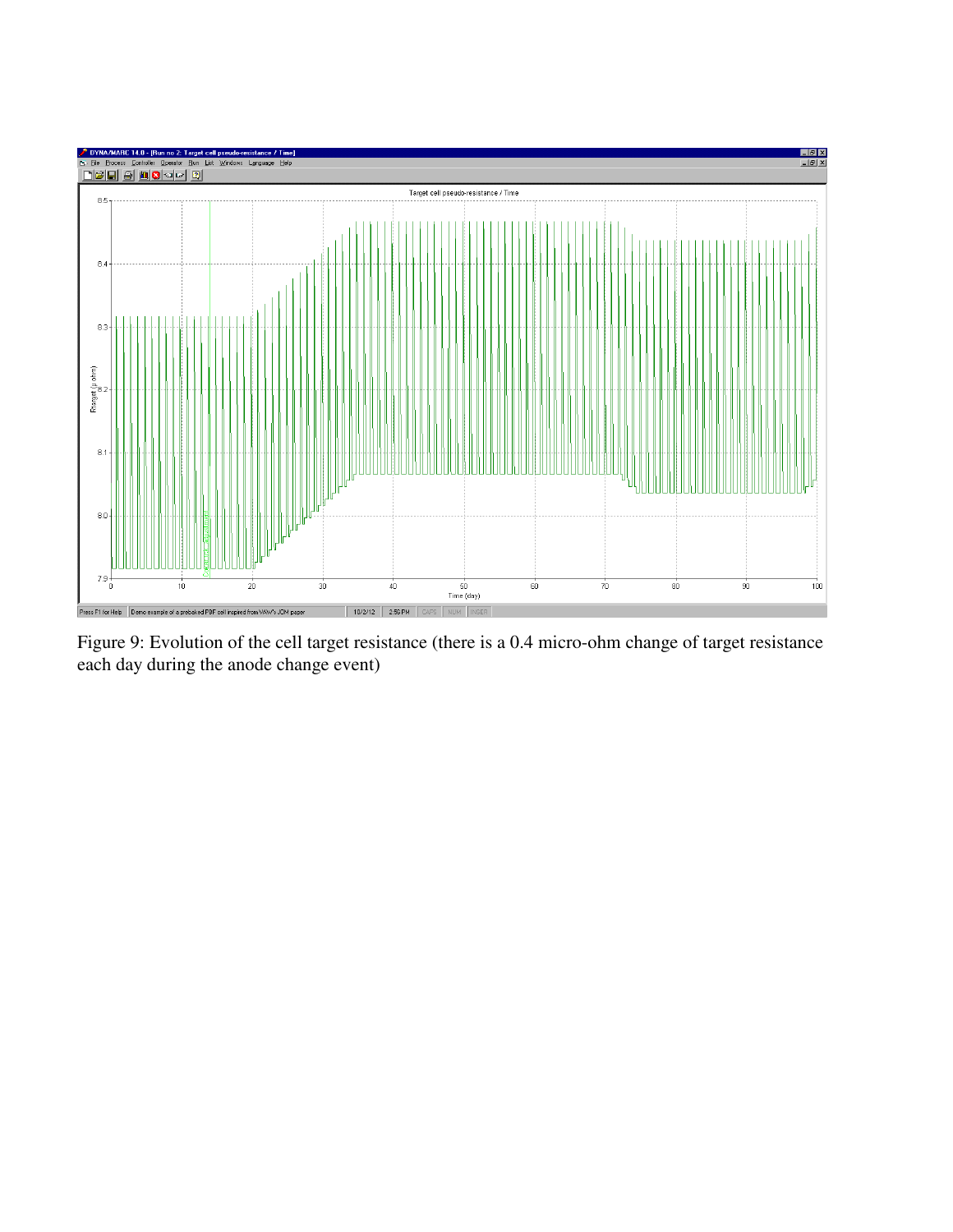DYNA/MARC 14.0 - [Run no 2: Target cell pseudo-resistance / Time]

File Process Controller Operator Run List Windows Language Help

Target cell pseudo-resistance / Time

8.5

8.4

8.3

8.2

8.1

8.0

7.9

Rtarget (μ ohm)

0 10 20 30 40 50 60 70 80 90 100

Time (day)

Press F1 for Help | Demo example of a prebaked PBF cell inspired from VAW's JOM paper | 10/2/12 | 2:59 PM | CAPS | NUM | INSER

Figure 9: Evolution of the cell target resistance (there is a 0.4 micro-ohm change of target resistance each day during the anode change event)